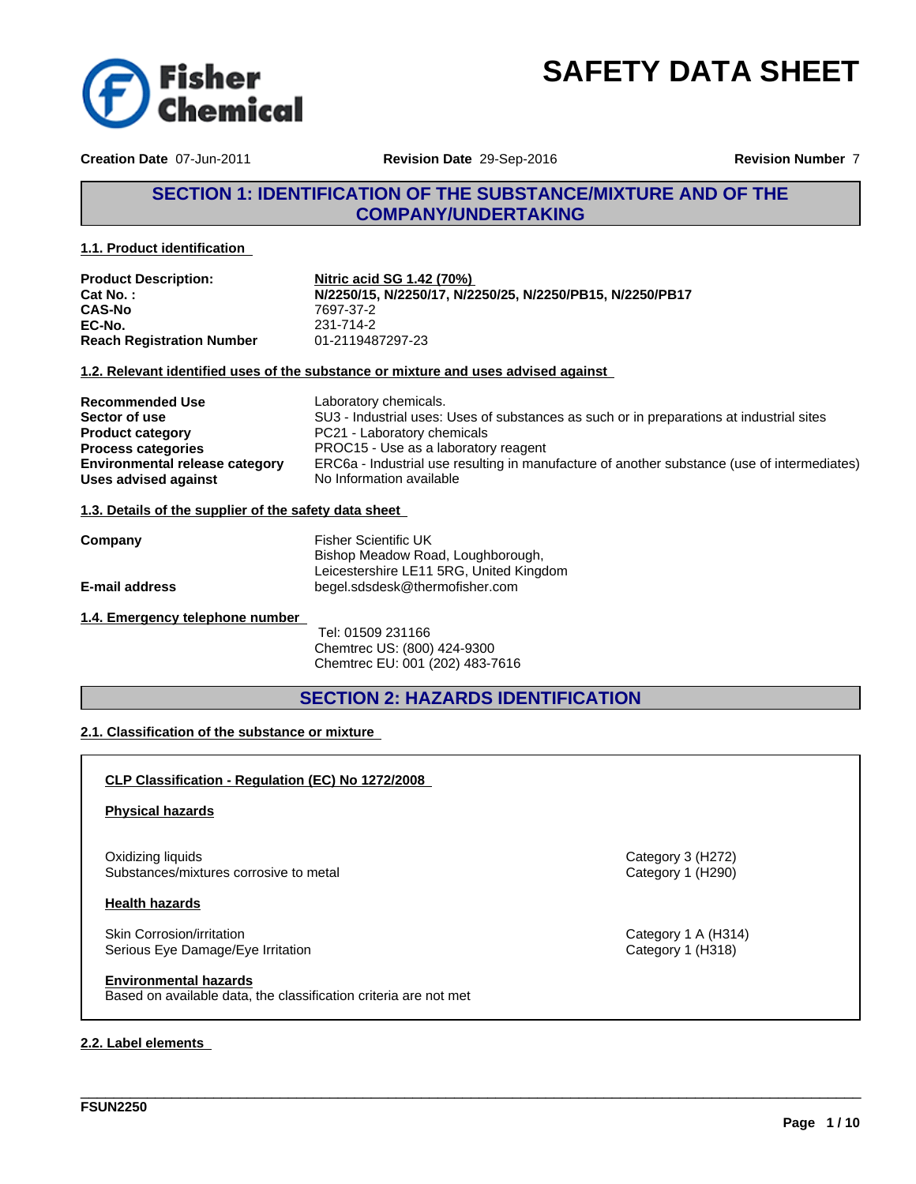# SAFETY DATA SHEET

**Creation Date** 07-Jun-2011 **Revision Date** 29-Sep-2016 **Revision Number** 7

## SECTION 1: IDENTIFICATION OF THE SUBSTANCE/MIXTURE AND OF THE COMPANY/UNDERTAKING

### 1.1. Product identification

| | |
|---|---|
| **Product Description:** | **Nitric acid SG 1.42 (70%)** |
| **Cat No. :** | **N/2250/15, N/2250/17, N/2250/25, N/2250/PB15, N/2250/PB17** |
| **CAS-No** | 7697-37-2 |
| **EC-No.** | 231-714-2 |
| **Reach Registration Number** | 01-2119487297-23 |

### 1.2. Relevant identified uses of the substance or mixture and uses advised against

| | |
|---|---|
| **Recommended Use** | Laboratory chemicals. |
| **Sector of use** | SU3 - Industrial uses: Uses of substances as such or in preparations at industrial sites |
| **Product category** | PC21 - Laboratory chemicals |
| **Process categories** | PROC15 - Use as a laboratory reagent |
| **Environmental release category** | ERC6a - Industrial use resulting in manufacture of another substance (use of intermediates) |
| **Uses advised against** | No Information available |

### 1.3. Details of the supplier of the safety data sheet

| | |
|---|---|
| **Company** | Fisher Scientific UK<br>Bishop Meadow Road, Loughborough,<br>Leicestershire LE11 5RG, United Kingdom |
| **E-mail address** | begel.sdsdesk@thermofisher.com |

### 1.4. Emergency telephone number

Tel: 01509 231166
Chemtrec US: (800) 424-9300
Chemtrec EU: 001 (202) 483-7616

## SECTION 2: HAZARDS IDENTIFICATION

### 2.1. Classification of the substance or mixture

**CLP Classification - Regulation (EC) No 1272/2008**

**Physical hazards**

| | |
|---|---|
| Oxidizing liquids | Category 3 (H272) |
| Substances/mixtures corrosive to metal | Category 1 (H290) |

**Health hazards**

| | |
|---|---|
| Skin Corrosion/irritation | Category 1 A (H314) |
| Serious Eye Damage/Eye Irritation | Category 1 (H318) |

**Environmental hazards**

Based on available data, the classification criteria are not met

### 2.2. Label elements

FSUN2250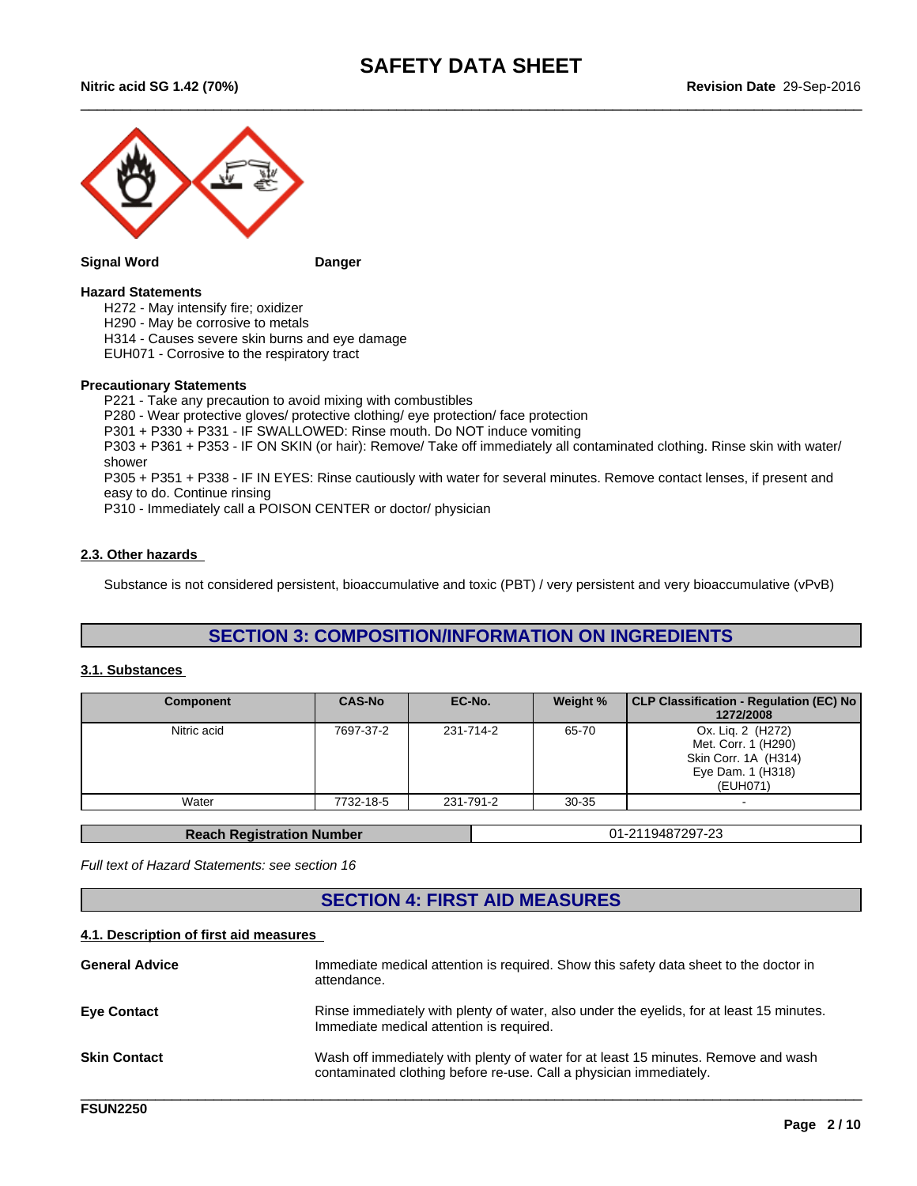**Signal Word** Danger

**Hazard Statements**

H272 - May intensify fire; oxidizer
H290 - May be corrosive to metals
H314 - Causes severe skin burns and eye damage
EUH071 - Corrosive to the respiratory tract

**Precautionary Statements**

P221 - Take any precaution to avoid mixing with combustibles
P280 - Wear protective gloves/ protective clothing/ eye protection/ face protection
P301 + P330 + P331 - IF SWALLOWED: Rinse mouth. Do NOT induce vomiting
P303 + P361 + P353 - IF ON SKIN (or hair): Remove/ Take off immediately all contaminated clothing. Rinse skin with water/ shower
P305 + P351 + P338 - IF IN EYES: Rinse cautiously with water for several minutes. Remove contact lenses, if present and easy to do. Continue rinsing
P310 - Immediately call a POISON CENTER or doctor/ physician

### 2.3. Other hazards

Substance is not considered persistent, bioaccumulative and toxic (PBT) / very persistent and very bioaccumulative (vPvB)

## SECTION 3: COMPOSITION/INFORMATION ON INGREDIENTS

### 3.1. Substances

| Component | CAS-No | EC-No. | Weight % | CLP Classification - Regulation (EC) No 1272/2008 |
|---|---|---|---|---|
| Nitric acid | 7697-37-2 | 231-714-2 | 65-70 | Ox. Liq. 2 (H272)<br>Met. Corr. 1 (H290)<br>Skin Corr. 1A (H314)<br>Eye Dam. 1 (H318)<br>(EUH071) |
| Water | 7732-18-5 | 231-791-2 | 30-35 | - |

| Reach Registration Number | 01-2119487297-23 |
|---|---|

*Full text of Hazard Statements: see section 16*

## SECTION 4: FIRST AID MEASURES

### 4.1. Description of first aid measures

**General Advice** Immediate medical attention is required. Show this safety data sheet to the doctor in attendance.

**Eye Contact** Rinse immediately with plenty of water, also under the eyelids, for at least 15 minutes. Immediate medical attention is required.

**Skin Contact** Wash off immediately with plenty of water for at least 15 minutes. Remove and wash contaminated clothing before re-use. Call a physician immediately.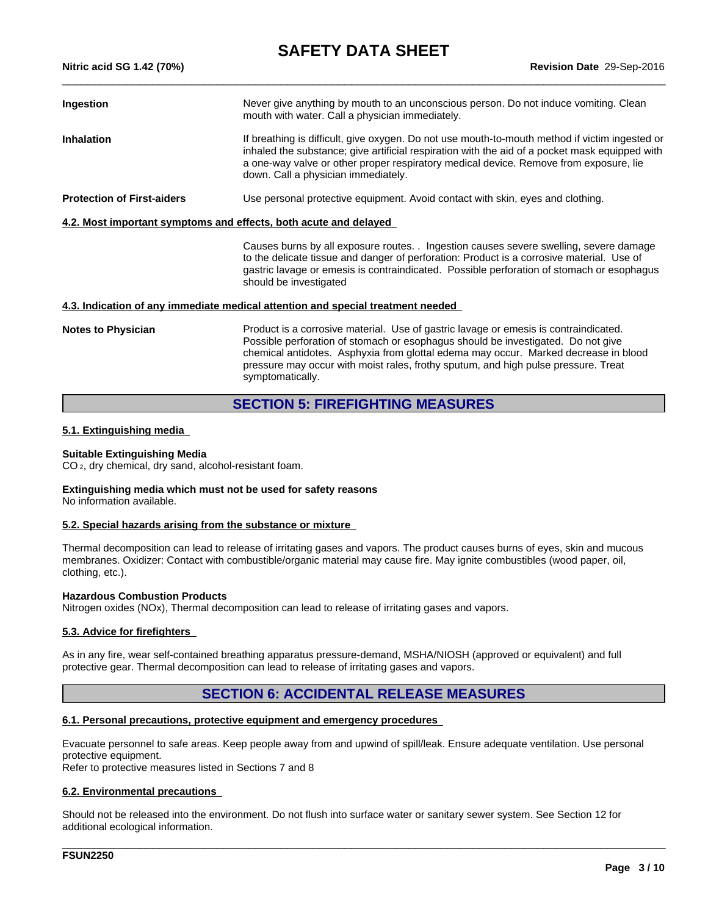**Ingestion** — Never give anything by mouth to an unconscious person. Do not induce vomiting. Clean mouth with water. Call a physician immediately.

**Inhalation** — If breathing is difficult, give oxygen. Do not use mouth-to-mouth method if victim ingested or inhaled the substance; give artificial respiration with the aid of a pocket mask equipped with a one-way valve or other proper respiratory medical device. Remove from exposure, lie down. Call a physician immediately.

**Protection of First-aiders** — Use personal protective equipment. Avoid contact with skin, eyes and clothing.

### 4.2. Most important symptoms and effects, both acute and delayed

Causes burns by all exposure routes. . Ingestion causes severe swelling, severe damage to the delicate tissue and danger of perforation: Product is a corrosive material. Use of gastric lavage or emesis is contraindicated. Possible perforation of stomach or esophagus should be investigated

### 4.3. Indication of any immediate medical attention and special treatment needed

**Notes to Physician** — Product is a corrosive material. Use of gastric lavage or emesis is contraindicated. Possible perforation of stomach or esophagus should be investigated. Do not give chemical antidotes. Asphyxia from glottal edema may occur. Marked decrease in blood pressure may occur with moist rales, frothy sputum, and high pulse pressure. Treat symptomatically.

## SECTION 5: FIREFIGHTING MEASURES

### 5.1. Extinguishing media

**Suitable Extinguishing Media**
$CO_2$, dry chemical, dry sand, alcohol-resistant foam.

**Extinguishing media which must not be used for safety reasons**
No information available.

### 5.2. Special hazards arising from the substance or mixture

Thermal decomposition can lead to release of irritating gases and vapors. The product causes burns of eyes, skin and mucous membranes. Oxidizer: Contact with combustible/organic material may cause fire. May ignite combustibles (wood paper, oil, clothing, etc.).

**Hazardous Combustion Products**
Nitrogen oxides (NOx), Thermal decomposition can lead to release of irritating gases and vapors.

### 5.3. Advice for firefighters

As in any fire, wear self-contained breathing apparatus pressure-demand, MSHA/NIOSH (approved or equivalent) and full protective gear. Thermal decomposition can lead to release of irritating gases and vapors.

## SECTION 6: ACCIDENTAL RELEASE MEASURES

### 6.1. Personal precautions, protective equipment and emergency procedures

Evacuate personnel to safe areas. Keep people away from and upwind of spill/leak. Ensure adequate ventilation. Use personal protective equipment.
Refer to protective measures listed in Sections 7 and 8

### 6.2. Environmental precautions

Should not be released into the environment. Do not flush into surface water or sanitary sewer system. See Section 12 for additional ecological information.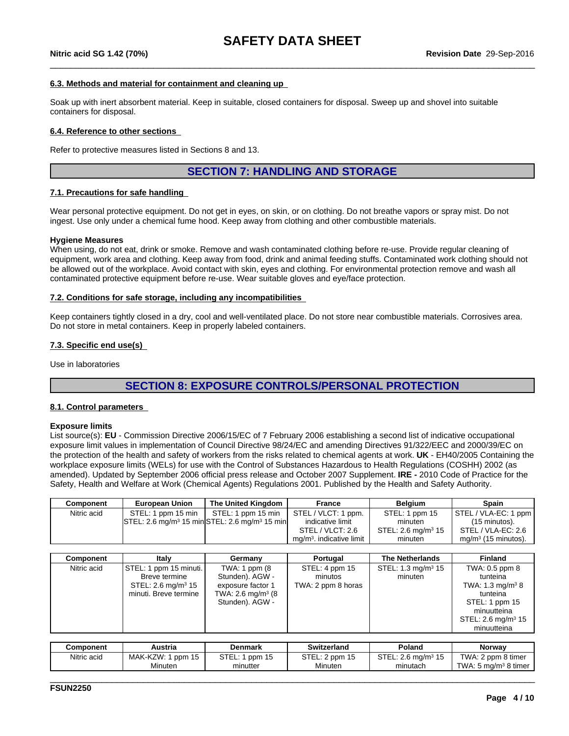### 6.3. Methods and material for containment and cleaning up

Soak up with inert absorbent material. Keep in suitable, closed containers for disposal. Sweep up and shovel into suitable containers for disposal.

### 6.4. Reference to other sections

Refer to protective measures listed in Sections 8 and 13.

## SECTION 7: HANDLING AND STORAGE

### 7.1. Precautions for safe handling

Wear personal protective equipment. Do not get in eyes, on skin, or on clothing. Do not breathe vapors or spray mist. Do not ingest. Use only under a chemical fume hood. Keep away from clothing and other combustible materials.

**Hygiene Measures**
When using, do not eat, drink or smoke. Remove and wash contaminated clothing before re-use. Provide regular cleaning of equipment, work area and clothing. Keep away from food, drink and animal feeding stuffs. Contaminated work clothing should not be allowed out of the workplace. Avoid contact with skin, eyes and clothing. For environmental protection remove and wash all contaminated protective equipment before re-use. Wear suitable gloves and eye/face protection.

### 7.2. Conditions for safe storage, including any incompatibilities

Keep containers tightly closed in a dry, cool and well-ventilated place. Do not store near combustible materials. Corrosives area. Do not store in metal containers. Keep in properly labeled containers.

### 7.3. Specific end use(s)

Use in laboratories

## SECTION 8: EXPOSURE CONTROLS/PERSONAL PROTECTION

### 8.1. Control parameters

**Exposure limits**
List source(s): **EU** - Commission Directive 2006/15/EC of 7 February 2006 establishing a second list of indicative occupational exposure limit values in implementation of Council Directive 98/24/EC and amending Directives 91/322/EEC and 2000/39/EC on the protection of the health and safety of workers from the risks related to chemical agents at work. **UK** - EH40/2005 Containing the workplace exposure limits (WELs) for use with the Control of Substances Hazardous to Health Regulations (COSHH) 2002 (as amended). Updated by September 2006 official press release and October 2007 Supplement. **IRE -** 2010 Code of Practice for the Safety, Health and Welfare at Work (Chemical Agents) Regulations 2001. Published by the Health and Safety Authority.

| Component | European Union | The United Kingdom | France | Belgium | Spain |
|---|---|---|---|---|---|
| Nitric acid | STEL: 1 ppm 15 min<br>STEL: 2.6 mg/m³ 15 min | STEL: 1 ppm 15 min<br>STEL: 2.6 mg/m³ 15 min | STEL / VLCT: 1 ppm. indicative limit<br>STEL / VLCT: 2.6 mg/m³. indicative limit | STEL: 1 ppm 15 minuten<br>STEL: 2.6 mg/m³ 15 minuten | STEL / VLA-EC: 1 ppm (15 minutos).<br>STEL / VLA-EC: 2.6 mg/m³ (15 minutos). |

| Component | Italy | Germany | Portugal | The Netherlands | Finland |
|---|---|---|---|---|---|
| Nitric acid | STEL: 1 ppm 15 minuti. Breve termine<br>STEL: 2.6 mg/m³ 15 minuti. Breve termine | TWA: 1 ppm (8 Stunden). AGW - exposure factor 1<br>TWA: 2.6 mg/m³ (8 Stunden). AGW - | STEL: 4 ppm 15 minutos<br>TWA: 2 ppm 8 horas | STEL: 1.3 mg/m³ 15 minuten | TWA: 0.5 ppm 8 tunteina<br>TWA: 1.3 mg/m³ 8 tunteina<br>STEL: 1 ppm 15 minuutteina<br>STEL: 2.6 mg/m³ 15 minuutteina |

| Component | Austria | Denmark | Switzerland | Poland | Norway |
|---|---|---|---|---|---|
| Nitric acid | MAK-KZW: 1 ppm 15 Minuten | STEL: 1 ppm 15 minutter | STEL: 2 ppm 15 Minuten | STEL: 2.6 mg/m³ 15 minutach | TWA: 2 ppm 8 timer<br>TWA: 5 mg/m³ 8 timer |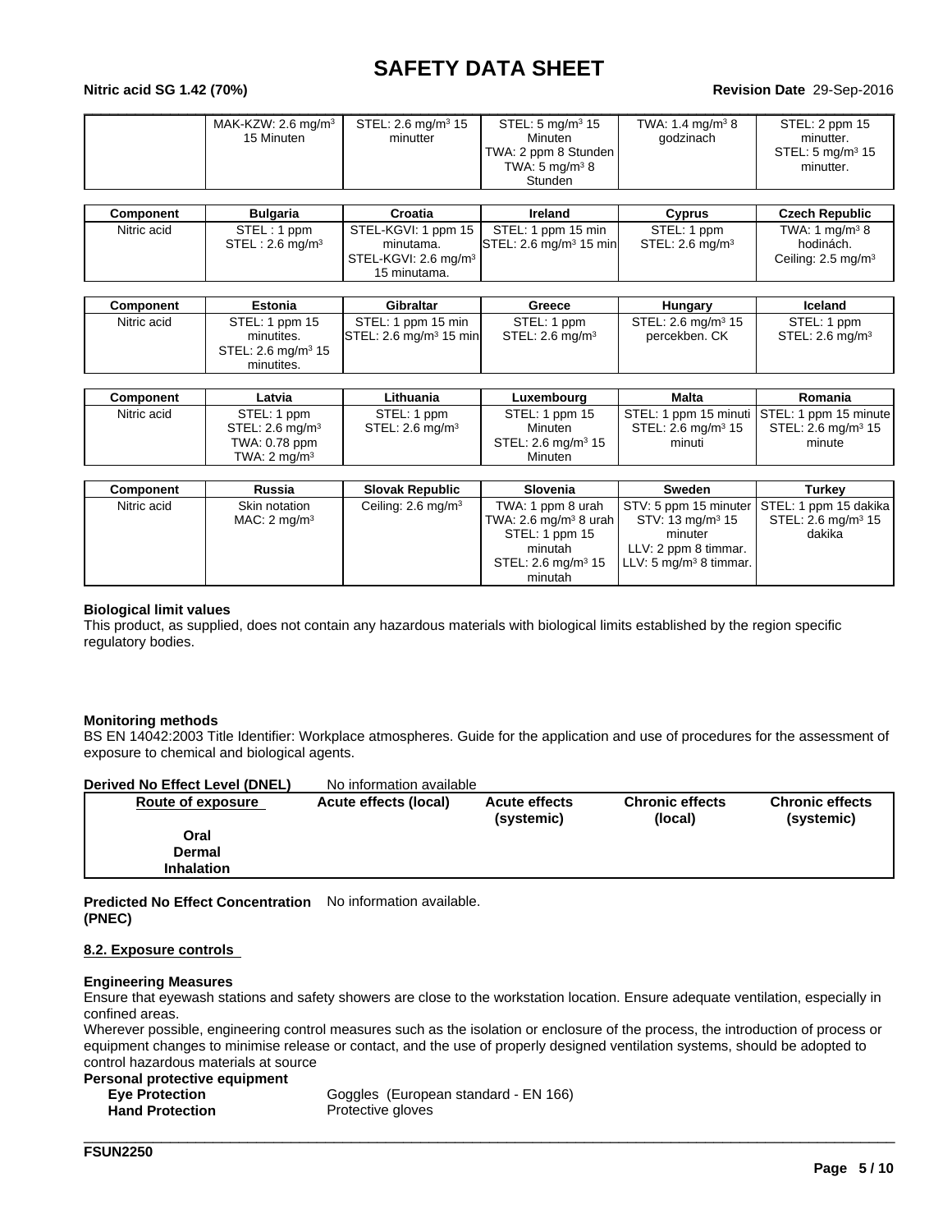| | | | | | |
|---|---|---|---|---|---|
| | MAK-KZW: 2.6 mg/m³ 15 Minuten | STEL: 2.6 mg/m³ 15 minutter | STEL: 5 mg/m³ 15 Minuten TWA: 2 ppm 8 Stunden TWA: 5 mg/m³ 8 Stunden | TWA: 1.4 mg/m³ 8 godzinach | STEL: 2 ppm 15 minutter. STEL: 5 mg/m³ 15 minutter. |

| Component | Bulgaria | Croatia | Ireland | Cyprus | Czech Republic |
|---|---|---|---|---|---|
| Nitric acid | STEL : 1 ppm STEL : 2.6 mg/m³ | STEL-KGVI: 1 ppm 15 minutama. STEL-KGVI: 2.6 mg/m³ 15 minutama. | STEL: 1 ppm 15 min STEL: 2.6 mg/m³ 15 min | STEL: 1 ppm STEL: 2.6 mg/m³ | TWA: 1 mg/m³ 8 hodinách. Ceiling: 2.5 mg/m³ |

| Component | Estonia | Gibraltar | Greece | Hungary | Iceland |
|---|---|---|---|---|---|
| Nitric acid | STEL: 1 ppm 15 minutites. STEL: 2.6 mg/m³ 15 minutites. | STEL: 1 ppm 15 min STEL: 2.6 mg/m³ 15 min | STEL: 1 ppm STEL: 2.6 mg/m³ | STEL: 2.6 mg/m³ 15 percekben. CK | STEL: 1 ppm STEL: 2.6 mg/m³ |

| Component | Latvia | Lithuania | Luxembourg | Malta | Romania |
|---|---|---|---|---|---|
| Nitric acid | STEL: 1 ppm STEL: 2.6 mg/m³ TWA: 0.78 ppm TWA: 2 mg/m³ | STEL: 1 ppm STEL: 2.6 mg/m³ | STEL: 1 ppm 15 Minuten STEL: 2.6 mg/m³ 15 Minuten | STEL: 1 ppm 15 minuti STEL: 2.6 mg/m³ 15 minuti | STEL: 1 ppm 15 minute STEL: 2.6 mg/m³ 15 minute |

| Component | Russia | Slovak Republic | Slovenia | Sweden | Turkey |
|---|---|---|---|---|---|
| Nitric acid | Skin notation MAC: 2 mg/m³ | Ceiling: 2.6 mg/m³ | TWA: 1 ppm 8 urah TWA: 2.6 mg/m³ 8 urah STEL: 1 ppm 15 minutah STEL: 2.6 mg/m³ 15 minutah | STV: 5 ppm 15 minuter STV: 13 mg/m³ 15 minuter LLV: 2 ppm 8 timmar. LLV: 5 mg/m³ 8 timmar. | STEL: 1 ppm 15 dakika STEL: 2.6 mg/m³ 15 dakika |

**Biological limit values**

This product, as supplied, does not contain any hazardous materials with biological limits established by the region specific regulatory bodies.

**Monitoring methods**

BS EN 14042:2003 Title Identifier: Workplace atmospheres. Guide for the application and use of procedures for the assessment of exposure to chemical and biological agents.

**Derived No Effect Level (DNEL)** No information available

| Route of exposure | Acute effects (local) | Acute effects (systemic) | Chronic effects (local) | Chronic effects (systemic) |
|---|---|---|---|---|
| **Oral** | | | | |
| **Dermal** | | | | |
| **Inhalation** | | | | |

**Predicted No Effect Concentration (PNEC)** No information available.

## 8.2. Exposure controls

**Engineering Measures**

Ensure that eyewash stations and safety showers are close to the workstation location. Ensure adequate ventilation, especially in confined areas.

Wherever possible, engineering control measures such as the isolation or enclosure of the process, the introduction of process or equipment changes to minimise release or contact, and the use of properly designed ventilation systems, should be adopted to control hazardous materials at source

**Personal protective equipment**

**Eye Protection** Goggles (European standard - EN 166)

**Hand Protection** Protective gloves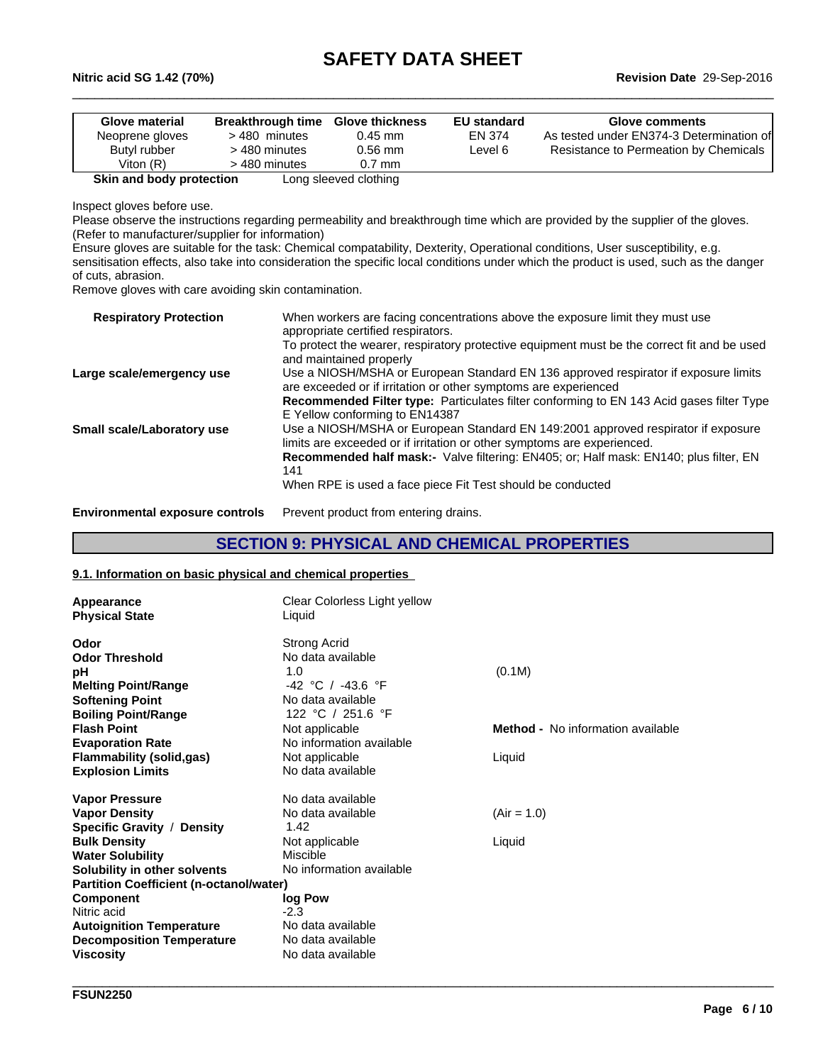| Glove material | Breakthrough time | Glove thickness | EU standard | Glove comments |
|---|---|---|---|---|
| Neoprene gloves | > 480 minutes | 0.45 mm | EN 374 | As tested under EN374-3 Determination of |
| Butyl rubber | > 480 minutes | 0.56 mm | Level 6 | Resistance to Permeation by Chemicals |
| Viton (R) | > 480 minutes | 0.7 mm | | |

**Skin and body protection** Long sleeved clothing

Inspect gloves before use.
Please observe the instructions regarding permeability and breakthrough time which are provided by the supplier of the gloves. (Refer to manufacturer/supplier for information)
Ensure gloves are suitable for the task: Chemical compatability, Dexterity, Operational conditions, User susceptibility, e.g. sensitisation effects, also take into consideration the specific local conditions under which the product is used, such as the danger of cuts, abrasion.
Remove gloves with care avoiding skin contamination.

**Respiratory Protection** When workers are facing concentrations above the exposure limit they must use appropriate certified respirators.
To protect the wearer, respiratory protective equipment must be the correct fit and be used and maintained properly

**Large scale/emergency use** Use a NIOSH/MSHA or European Standard EN 136 approved respirator if exposure limits are exceeded or if irritation or other symptoms are experienced
**Recommended Filter type:** Particulates filter conforming to EN 143 Acid gases filter Type E Yellow conforming to EN14387

**Small scale/Laboratory use** Use a NIOSH/MSHA or European Standard EN 149:2001 approved respirator if exposure limits are exceeded or if irritation or other symptoms are experienced.
**Recommended half mask:-** Valve filtering: EN405; or; Half mask: EN140; plus filter, EN 141
When RPE is used a face piece Fit Test should be conducted

**Environmental exposure controls** Prevent product from entering drains.

## SECTION 9: PHYSICAL AND CHEMICAL PROPERTIES

### 9.1. Information on basic physical and chemical properties

| | | |
|---|---|---|
| **Appearance** | Clear Colorless Light yellow | |
| **Physical State** | Liquid | |
| **Odor** | Strong Acrid | |
| **Odor Threshold** | No data available | |
| **pH** | 1.0 | (0.1M) |
| **Melting Point/Range** | -42 °C / -43.6 °F | |
| **Softening Point** | No data available | |
| **Boiling Point/Range** | 122 °C / 251.6 °F | |
| **Flash Point** | Not applicable | **Method -** No information available |
| **Evaporation Rate** | No information available | |
| **Flammability (solid,gas)** | Not applicable | Liquid |
| **Explosion Limits** | No data available | |
| **Vapor Pressure** | No data available | |
| **Vapor Density** | No data available | (Air = 1.0) |
| **Specific Gravity / Density** | 1.42 | |
| **Bulk Density** | Not applicable | Liquid |
| **Water Solubility** | Miscible | |
| **Solubility in other solvents** | No information available | |

**Partition Coefficient (n-octanol/water)**

| Component | log Pow |
|---|---|
| Nitric acid | -2.3 |

| | |
|---|---|
| **Autoignition Temperature** | No data available |
| **Decomposition Temperature** | No data available |
| **Viscosity** | No data available |

FSUN2250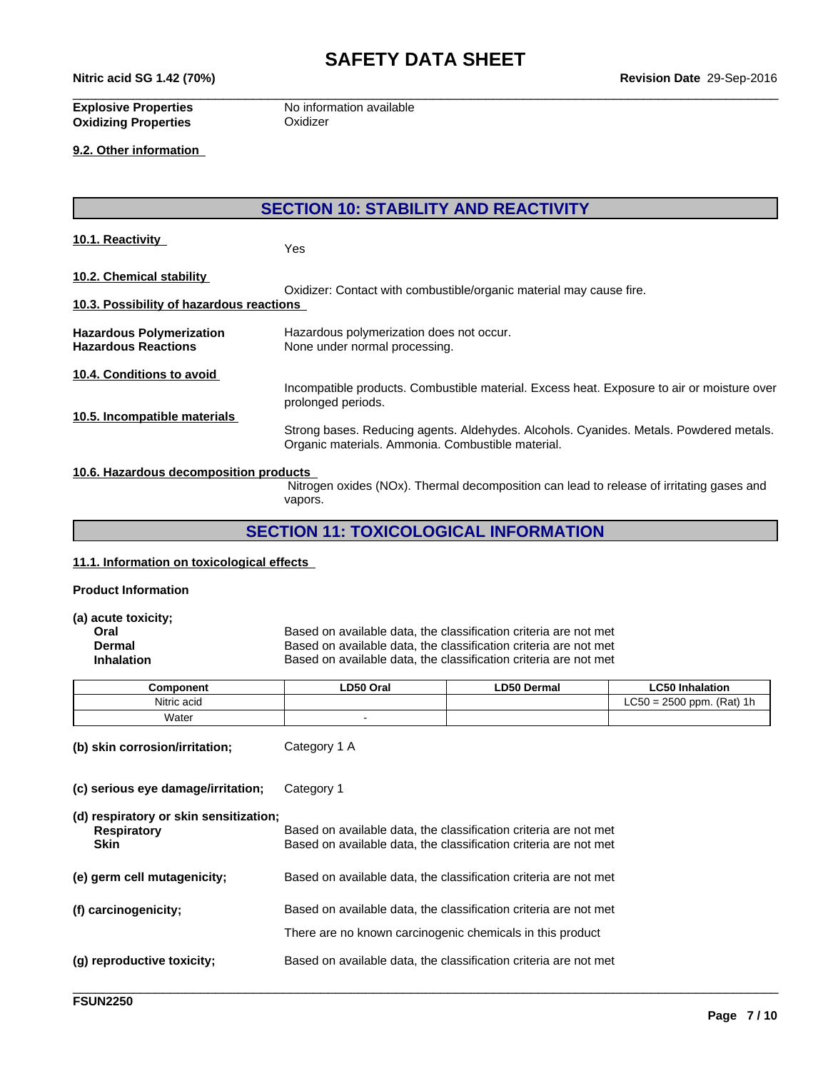**Explosive Properties** No information available
**Oxidizing Properties** Oxidizer

**9.2. Other information**

## SECTION 10: STABILITY AND REACTIVITY

**10.1. Reactivity**

Yes

**10.2. Chemical stability**

Oxidizer: Contact with combustible/organic material may cause fire.

**10.3. Possibility of hazardous reactions**

**Hazardous Polymerization** Hazardous polymerization does not occur.
**Hazardous Reactions** None under normal processing.

**10.4. Conditions to avoid**

Incompatible products. Combustible material. Excess heat. Exposure to air or moisture over prolonged periods.

**10.5. Incompatible materials**

Strong bases. Reducing agents. Aldehydes. Alcohols. Cyanides. Metals. Powdered metals. Organic materials. Ammonia. Combustible material.

**10.6. Hazardous decomposition products**

Nitrogen oxides (NOx). Thermal decomposition can lead to release of irritating gases and vapors.

## SECTION 11: TOXICOLOGICAL INFORMATION

**11.1. Information on toxicological effects**

**Product Information**

**(a) acute toxicity;**

**Oral** Based on available data, the classification criteria are not met
**Dermal** Based on available data, the classification criteria are not met
**Inhalation** Based on available data, the classification criteria are not met

| Component | LD50 Oral | LD50 Dermal | LC50 Inhalation |
|---|---|---|---|
| Nitric acid | | | LC50 = 2500 ppm. (Rat) 1h |
| Water | - | | |

**(b) skin corrosion/irritation;** Category 1 A

**(c) serious eye damage/irritation;** Category 1

**(d) respiratory or skin sensitization;**

**Respiratory** Based on available data, the classification criteria are not met
**Skin** Based on available data, the classification criteria are not met

**(e) germ cell mutagenicity;** Based on available data, the classification criteria are not met

**(f) carcinogenicity;** Based on available data, the classification criteria are not met

There are no known carcinogenic chemicals in this product

**(g) reproductive toxicity;** Based on available data, the classification criteria are not met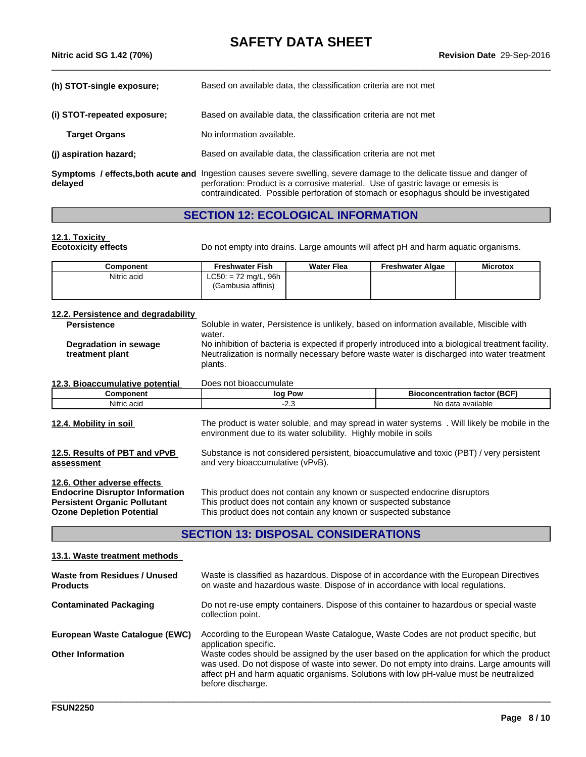**(h) STOT-single exposure;** Based on available data, the classification criteria are not met

**(i) STOT-repeated exposure;** Based on available data, the classification criteria are not met

**Target Organs** No information available.

**(j) aspiration hazard;** Based on available data, the classification criteria are not met

**Symptoms / effects,both acute and delayed** Ingestion causes severe swelling, severe damage to the delicate tissue and danger of perforation: Product is a corrosive material. Use of gastric lavage or emesis is contraindicated. Possible perforation of stomach or esophagus should be investigated

## SECTION 12: ECOLOGICAL INFORMATION

**12.1. Toxicity**

**Ecotoxicity effects** Do not empty into drains. Large amounts will affect pH and harm aquatic organisms.

| Component | Freshwater Fish | Water Flea | Freshwater Algae | Microtox |
|---|---|---|---|---|
| Nitric acid | LC50: = 72 mg/L, 96h (Gambusia affinis) | | | |

**12.2. Persistence and degradability**

**Persistence** Soluble in water, Persistence is unlikely, based on information available, Miscible with water.

**Degradation in sewage treatment plant** No inhibition of bacteria is expected if properly introduced into a biological treatment facility. Neutralization is normally necessary before waste water is discharged into water treatment plants.

**12.3. Bioaccumulative potential** Does not bioaccumulate

| Component | log Pow | Bioconcentration factor (BCF) |
|---|---|---|
| Nitric acid | -2.3 | No data available |

**12.4. Mobility in soil** The product is water soluble, and may spread in water systems . Will likely be mobile in the environment due to its water solubility. Highly mobile in soils

**12.5. Results of PBT and vPvB assessment** Substance is not considered persistent, bioaccumulative and toxic (PBT) / very persistent and very bioaccumulative (vPvB).

**12.6. Other adverse effects**

**Endocrine Disruptor Information** This product does not contain any known or suspected endocrine disruptors

**Persistent Organic Pollutant** This product does not contain any known or suspected substance

**Ozone Depletion Potential** This product does not contain any known or suspected substance

## SECTION 13: DISPOSAL CONSIDERATIONS

**13.1. Waste treatment methods**

**Waste from Residues / Unused Products** Waste is classified as hazardous. Dispose of in accordance with the European Directives on waste and hazardous waste. Dispose of in accordance with local regulations.

**Contaminated Packaging** Do not re-use empty containers. Dispose of this container to hazardous or special waste collection point.

**European Waste Catalogue (EWC)** According to the European Waste Catalogue, Waste Codes are not product specific, but application specific.

**Other Information** Waste codes should be assigned by the user based on the application for which the product was used. Do not dispose of waste into sewer. Do not empty into drains. Large amounts will affect pH and harm aquatic organisms. Solutions with low pH-value must be neutralized before discharge.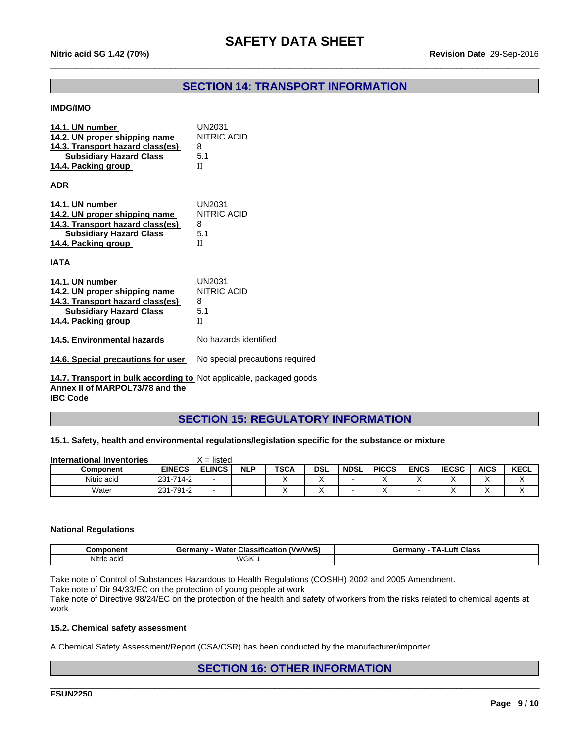## SECTION 14: TRANSPORT INFORMATION

**IMDG/IMO**

| | |
|---|---|
| **14.1. UN number** | UN2031 |
| **14.2. UN proper shipping name** | NITRIC ACID |
| **14.3. Transport hazard class(es)** | 8 |
| **Subsidiary Hazard Class** | 5.1 |
| **14.4. Packing group** | II |

**ADR**

| | |
|---|---|
| **14.1. UN number** | UN2031 |
| **14.2. UN proper shipping name** | NITRIC ACID |
| **14.3. Transport hazard class(es)** | 8 |
| **Subsidiary Hazard Class** | 5.1 |
| **14.4. Packing group** | II |

**IATA**

| | |
|---|---|
| **14.1. UN number** | UN2031 |
| **14.2. UN proper shipping name** | NITRIC ACID |
| **14.3. Transport hazard class(es)** | 8 |
| **Subsidiary Hazard Class** | 5.1 |
| **14.4. Packing group** | II |

**14.5. Environmental hazards** No hazards identified

**14.6. Special precautions for user** No special precautions required

**14.7. Transport in bulk according to Annex II of MARPOL73/78 and the IBC Code** Not applicable, packaged goods

## SECTION 15: REGULATORY INFORMATION

**15.1. Safety, health and environmental regulations/legislation specific for the substance or mixture**

**International Inventories** X = listed

| Component | EINECS | ELINCS | NLP | TSCA | DSL | NDSL | PICCS | ENCS | IECSC | AICS | KECL |
|---|---|---|---|---|---|---|---|---|---|---|---|
| Nitric acid | 231-714-2 | - | | X | X | - | X | X | X | X | X |
| Water | 231-791-2 | - | | X | X | - | X | - | X | X | X |

**National Regulations**

| Component | Germany - Water Classification (VwVwS) | Germany - TA-Luft Class |
|---|---|---|
| Nitric acid | WGK 1 | |

Take note of Control of Substances Hazardous to Health Regulations (COSHH) 2002 and 2005 Amendment.
Take note of Dir 94/33/EC on the protection of young people at work
Take note of Directive 98/24/EC on the protection of the health and safety of workers from the risks related to chemical agents at work

**15.2. Chemical safety assessment**

A Chemical Safety Assessment/Report (CSA/CSR) has been conducted by the manufacturer/importer

## SECTION 16: OTHER INFORMATION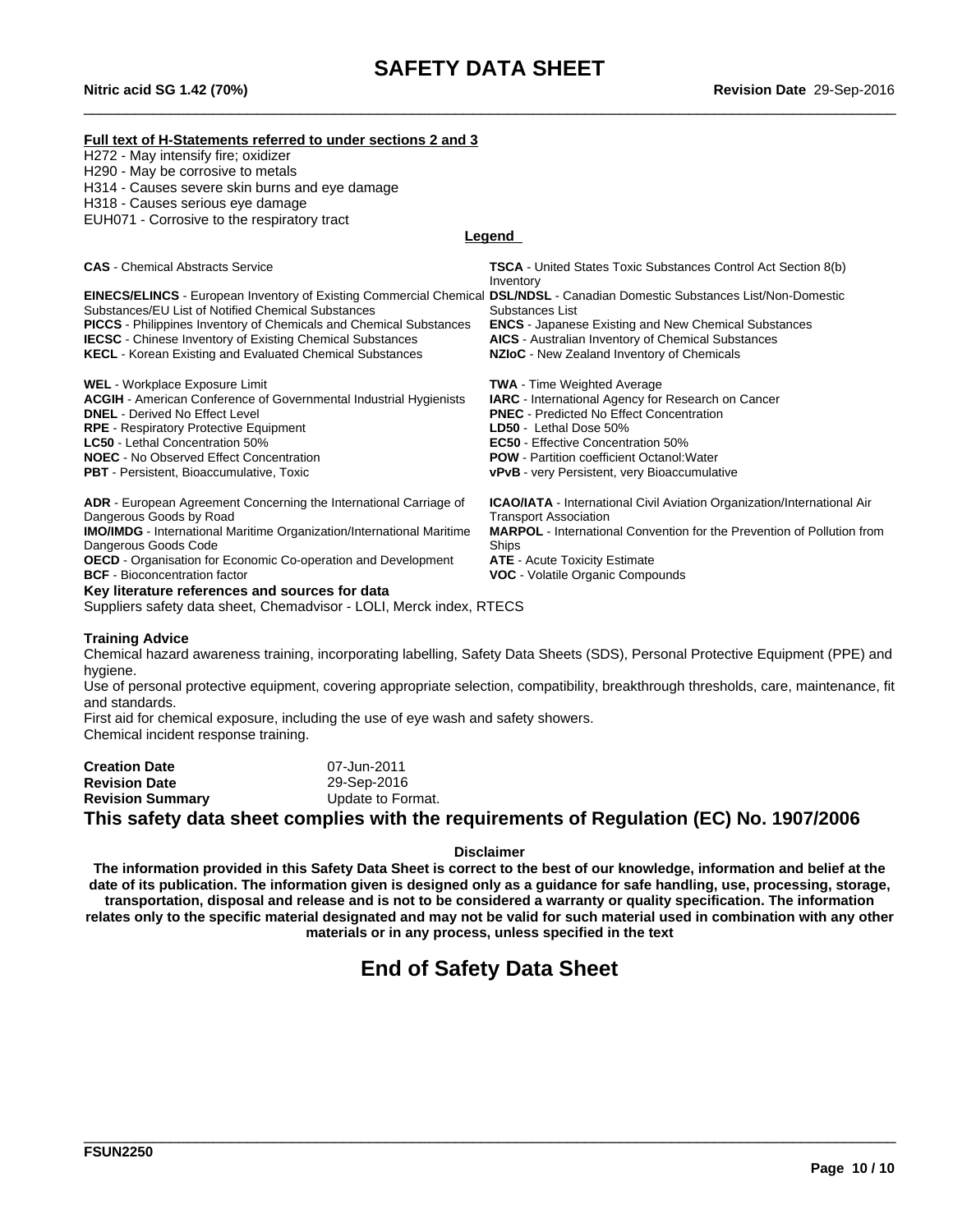**Full text of H-Statements referred to under sections 2 and 3**

H272 - May intensify fire; oxidizer
H290 - May be corrosive to metals
H314 - Causes severe skin burns and eye damage
H318 - Causes serious eye damage
EUH071 - Corrosive to the respiratory tract

**Legend**

**CAS** - Chemical Abstracts Service
**EINECS/ELINCS** - European Inventory of Existing Commercial Chemical Substances/EU List of Notified Chemical Substances
**PICCS** - Philippines Inventory of Chemicals and Chemical Substances
**IECSC** - Chinese Inventory of Existing Chemical Substances
**KECL** - Korean Existing and Evaluated Chemical Substances
**TSCA** - United States Toxic Substances Control Act Section 8(b) Inventory
**DSL/NDSL** - Canadian Domestic Substances List/Non-Domestic Substances List
**ENCS** - Japanese Existing and New Chemical Substances
**AICS** - Australian Inventory of Chemical Substances
**NZIoC** - New Zealand Inventory of Chemicals

**WEL** - Workplace Exposure Limit
**ACGIH** - American Conference of Governmental Industrial Hygienists
**DNEL** - Derived No Effect Level
**RPE** - Respiratory Protective Equipment
**LC50** - Lethal Concentration 50%
**NOEC** - No Observed Effect Concentration
**PBT** - Persistent, Bioaccumulative, Toxic
**TWA** - Time Weighted Average
**IARC** - International Agency for Research on Cancer
**PNEC** - Predicted No Effect Concentration
**LD50** - Lethal Dose 50%
**EC50** - Effective Concentration 50%
**POW** - Partition coefficient Octanol:Water
**vPvB** - very Persistent, very Bioaccumulative

**ADR** - European Agreement Concerning the International Carriage of Dangerous Goods by Road
**IMO/IMDG** - International Maritime Organization/International Maritime Dangerous Goods Code
**OECD** - Organisation for Economic Co-operation and Development
**BCF** - Bioconcentration factor
**ICAO/IATA** - International Civil Aviation Organization/International Air Transport Association
**MARPOL** - International Convention for the Prevention of Pollution from Ships
**ATE** - Acute Toxicity Estimate
**VOC** - Volatile Organic Compounds

**Key literature references and sources for data**

Suppliers safety data sheet, Chemadvisor - LOLI, Merck index, RTECS

**Training Advice**

Chemical hazard awareness training, incorporating labelling, Safety Data Sheets (SDS), Personal Protective Equipment (PPE) and hygiene.
Use of personal protective equipment, covering appropriate selection, compatibility, breakthrough thresholds, care, maintenance, fit and standards.
First aid for chemical exposure, including the use of eye wash and safety showers.
Chemical incident response training.

| | |
|---|---|
| **Creation Date** | 07-Jun-2011 |
| **Revision Date** | 29-Sep-2016 |
| **Revision Summary** | Update to Format. |

## This safety data sheet complies with the requirements of Regulation (EC) No. 1907/2006

**Disclaimer**

**The information provided in this Safety Data Sheet is correct to the best of our knowledge, information and belief at the date of its publication. The information given is designed only as a guidance for safe handling, use, processing, storage, transportation, disposal and release and is not to be considered a warranty or quality specification. The information relates only to the specific material designated and may not be valid for such material used in combination with any other materials or in any process, unless specified in the text**

# End of Safety Data Sheet